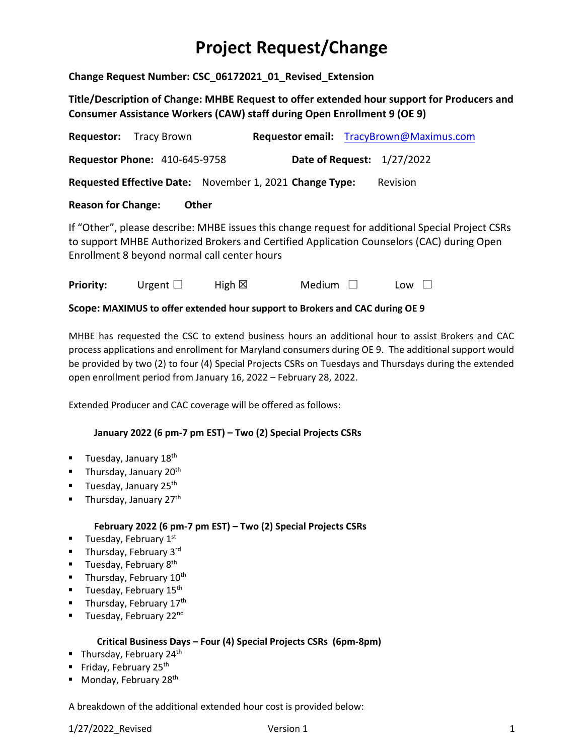# Project Request/Change

**Change Request Number: CSC_06172021_01_Revised_Extension**

**Title/Description of Change: MHBE Request to offer extended hour support for Producers and Consumer Assistance Workers (CAW) staff during Open Enrollment 9 (OE 9)**

**Requestor:** Tracy Brown **Requestor email:** TracyBrown@Maximus.com

**Requestor Phone:** 410-645-9758 **Date of Request:** 1/27/2022

**Requested Effective Date:** November 1, 2021 **Change Type:** Revision

**Reason for Change:** **Other**

If "Other", please describe: MHBE issues this change request for additional Special Project CSRs to support MHBE Authorized Brokers and Certified Application Counselors (CAC) during Open Enrollment 8 beyond normal call center hours

**Priority:** Urgent ☐ High ☒ Medium ☐ Low ☐

**Scope: MAXIMUS to offer extended hour support to Brokers and CAC during OE 9**

MHBE has requested the CSC to extend business hours an additional hour to assist Brokers and CAC process applications and enrollment for Maryland consumers during OE 9. The additional support would be provided by two (2) to four (4) Special Projects CSRs on Tuesdays and Thursdays during the extended open enrollment period from January 16, 2022 – February 28, 2022.

Extended Producer and CAC coverage will be offered as follows:

**January 2022 (6 pm-7 pm EST) – Two (2) Special Projects CSRs**

- Tuesday, January 18th
- Thursday, January 20th
- Tuesday, January 25th
- Thursday, January 27th

**February 2022 (6 pm-7 pm EST) – Two (2) Special Projects CSRs**

- Tuesday, February 1st
- Thursday, February 3rd
- Tuesday, February 8th
- Thursday, February 10th
- Tuesday, February 15th
- Thursday, February 17th
- Tuesday, February 22nd

**Critical Business Days – Four (4) Special Projects CSRs (6pm-8pm)**

- Thursday, February 24th
- Friday, February 25th
- Monday, February 28th

A breakdown of the additional extended hour cost is provided below: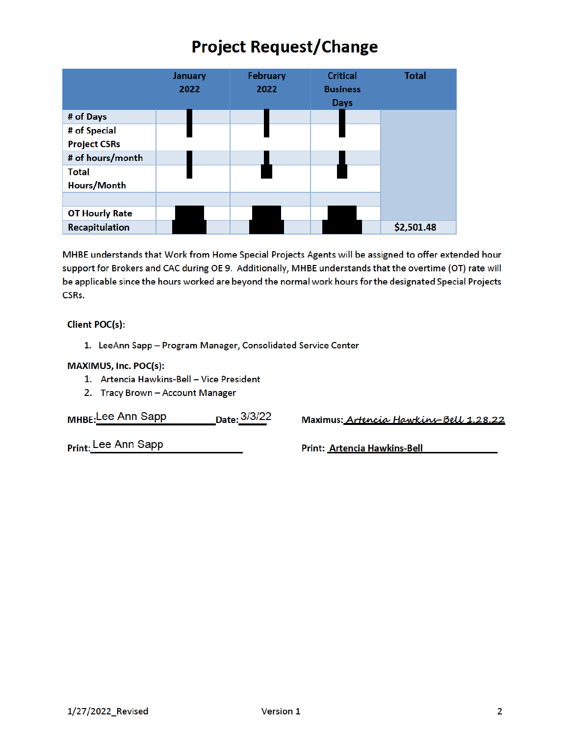# Project Request/Change

| | January 2022 | February 2022 | Critical Business Days | Total |
|---|---|---|---|---|
| # of Days | | | | |
| # of Special Project CSRs | | | | |
| # of hours/month | | | | |
| Total Hours/Month | | | | |
| | | | | |
| OT Hourly Rate | | | | |
| Recapitulation | | | | $2,501.48 |

MHBE understands that Work from Home Special Projects Agents will be assigned to offer extended hour support for Brokers and CAC during OE 9. Additionally, MHBE understands that the overtime (OT) rate will be applicable since the hours worked are beyond the normal work hours for the designated Special Projects CSRs.

**Client POC(s):**

1. LeeAnn Sapp – Program Manager, Consolidated Service Center

**MAXIMUS, Inc. POC(s):**

1. Artencia Hawkins-Bell – Vice President
2. Tracy Brown – Account Manager

**MHBE:** Lee Ann Sapp **Date:** 3/3/22 **Maximus:** Artencia Hawkins-Bell 1.28.22

**Print:** Lee Ann Sapp **Print:** Artencia Hawkins-Bell

1/27/2022_Revised Version 1